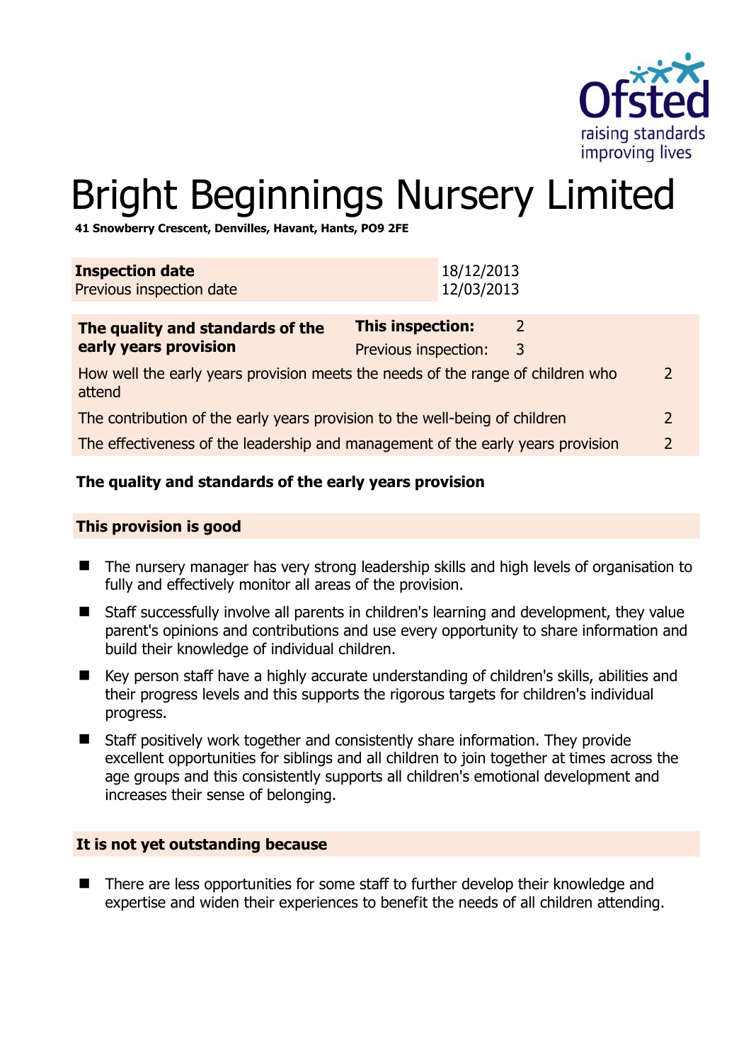# Bright Beginnings Nursery Limited

**41 Snowberry Crescent, Denvilles, Havant, Hants, PO9 2FE**

| **Inspection date** | 18/12/2013 |
|---|---|
| Previous inspection date | 12/03/2013 |

| **The quality and standards of the early years provision** | **This inspection:** | 2 |
|---|---|---|
| | Previous inspection: | 3 |
| How well the early years provision meets the needs of the range of children who attend | | 2 |
| The contribution of the early years provision to the well-being of children | | 2 |
| The effectiveness of the leadership and management of the early years provision | | 2 |

## The quality and standards of the early years provision

### This provision is good

- The nursery manager has very strong leadership skills and high levels of organisation to fully and effectively monitor all areas of the provision.
- Staff successfully involve all parents in children's learning and development, they value parent's opinions and contributions and use every opportunity to share information and build their knowledge of individual children.
- Key person staff have a highly accurate understanding of children's skills, abilities and their progress levels and this supports the rigorous targets for children's individual progress.
- Staff positively work together and consistently share information. They provide excellent opportunities for siblings and all children to join together at times across the age groups and this consistently supports all children's emotional development and increases their sense of belonging.

### It is not yet outstanding because

- There are less opportunities for some staff to further develop their knowledge and expertise and widen their experiences to benefit the needs of all children attending.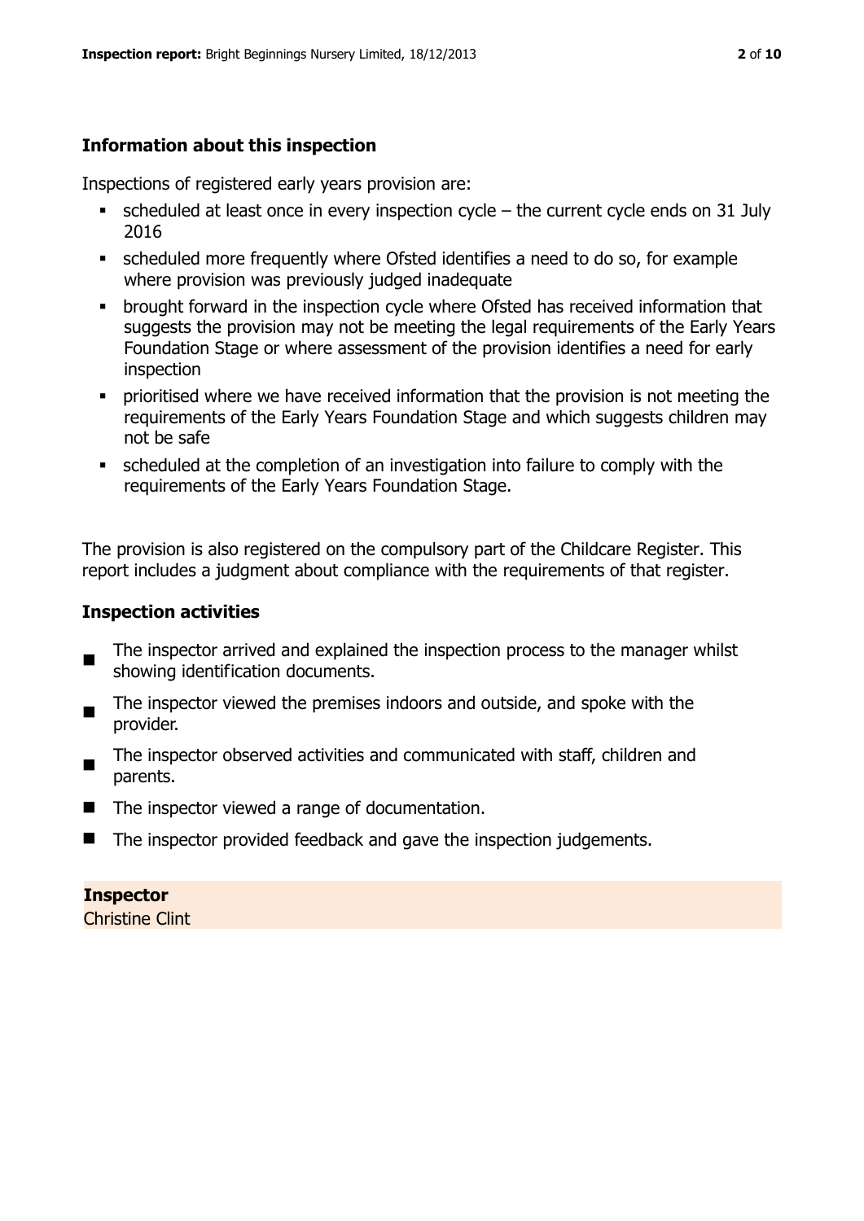## Information about this inspection

Inspections of registered early years provision are:

- scheduled at least once in every inspection cycle – the current cycle ends on 31 July 2016
- scheduled more frequently where Ofsted identifies a need to do so, for example where provision was previously judged inadequate
- brought forward in the inspection cycle where Ofsted has received information that suggests the provision may not be meeting the legal requirements of the Early Years Foundation Stage or where assessment of the provision identifies a need for early inspection
- prioritised where we have received information that the provision is not meeting the requirements of the Early Years Foundation Stage and which suggests children may not be safe
- scheduled at the completion of an investigation into failure to comply with the requirements of the Early Years Foundation Stage.

The provision is also registered on the compulsory part of the Childcare Register. This report includes a judgment about compliance with the requirements of that register.

## Inspection activities

- The inspector arrived and explained the inspection process to the manager whilst showing identification documents.
- The inspector viewed the premises indoors and outside, and spoke with the provider.
- The inspector observed activities and communicated with staff, children and parents.
- The inspector viewed a range of documentation.
- The inspector provided feedback and gave the inspection judgements.

**Inspector**
Christine Clint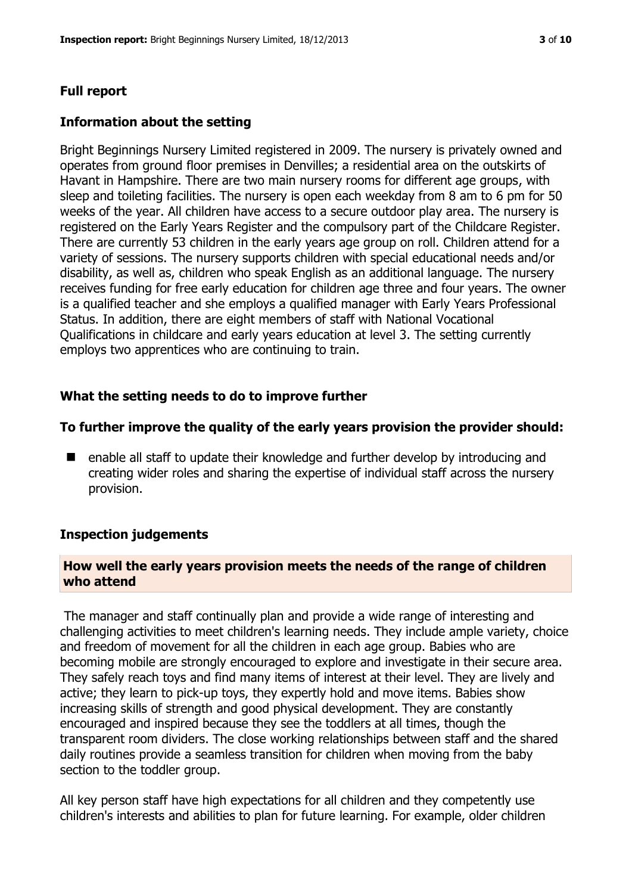## Full report

### Information about the setting

Bright Beginnings Nursery Limited registered in 2009. The nursery is privately owned and operates from ground floor premises in Denvilles; a residential area on the outskirts of Havant in Hampshire. There are two main nursery rooms for different age groups, with sleep and toileting facilities. The nursery is open each weekday from 8 am to 6 pm for 50 weeks of the year. All children have access to a secure outdoor play area. The nursery is registered on the Early Years Register and the compulsory part of the Childcare Register. There are currently 53 children in the early years age group on roll. Children attend for a variety of sessions. The nursery supports children with special educational needs and/or disability, as well as, children who speak English as an additional language. The nursery receives funding for free early education for children age three and four years. The owner is a qualified teacher and she employs a qualified manager with Early Years Professional Status. In addition, there are eight members of staff with National Vocational Qualifications in childcare and early years education at level 3. The setting currently employs two apprentices who are continuing to train.

### What the setting needs to do to improve further

**To further improve the quality of the early years provision the provider should:**

- enable all staff to update their knowledge and further develop by introducing and creating wider roles and sharing the expertise of individual staff across the nursery provision.

### Inspection judgements

#### How well the early years provision meets the needs of the range of children who attend

The manager and staff continually plan and provide a wide range of interesting and challenging activities to meet children's learning needs. They include ample variety, choice and freedom of movement for all the children in each age group. Babies who are becoming mobile are strongly encouraged to explore and investigate in their secure area. They safely reach toys and find many items of interest at their level. They are lively and active; they learn to pick-up toys, they expertly hold and move items. Babies show increasing skills of strength and good physical development. They are constantly encouraged and inspired because they see the toddlers at all times, though the transparent room dividers. The close working relationships between staff and the shared daily routines provide a seamless transition for children when moving from the baby section to the toddler group.

All key person staff have high expectations for all children and they competently use children's interests and abilities to plan for future learning. For example, older children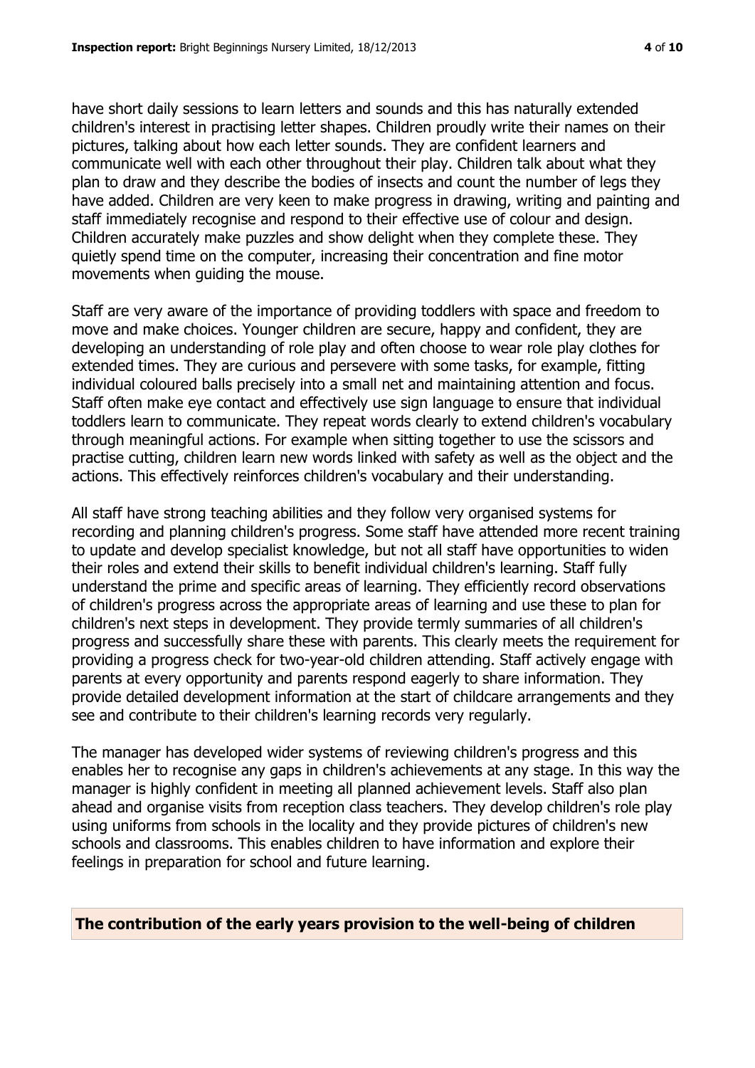have short daily sessions to learn letters and sounds and this has naturally extended children's interest in practising letter shapes. Children proudly write their names on their pictures, talking about how each letter sounds. They are confident learners and communicate well with each other throughout their play. Children talk about what they plan to draw and they describe the bodies of insects and count the number of legs they have added. Children are very keen to make progress in drawing, writing and painting and staff immediately recognise and respond to their effective use of colour and design. Children accurately make puzzles and show delight when they complete these. They quietly spend time on the computer, increasing their concentration and fine motor movements when guiding the mouse.

Staff are very aware of the importance of providing toddlers with space and freedom to move and make choices. Younger children are secure, happy and confident, they are developing an understanding of role play and often choose to wear role play clothes for extended times. They are curious and persevere with some tasks, for example, fitting individual coloured balls precisely into a small net and maintaining attention and focus. Staff often make eye contact and effectively use sign language to ensure that individual toddlers learn to communicate. They repeat words clearly to extend children's vocabulary through meaningful actions. For example when sitting together to use the scissors and practise cutting, children learn new words linked with safety as well as the object and the actions. This effectively reinforces children's vocabulary and their understanding.

All staff have strong teaching abilities and they follow very organised systems for recording and planning children's progress. Some staff have attended more recent training to update and develop specialist knowledge, but not all staff have opportunities to widen their roles and extend their skills to benefit individual children's learning. Staff fully understand the prime and specific areas of learning. They efficiently record observations of children's progress across the appropriate areas of learning and use these to plan for children's next steps in development. They provide termly summaries of all children's progress and successfully share these with parents. This clearly meets the requirement for providing a progress check for two-year-old children attending. Staff actively engage with parents at every opportunity and parents respond eagerly to share information. They provide detailed development information at the start of childcare arrangements and they see and contribute to their children's learning records very regularly.

The manager has developed wider systems of reviewing children's progress and this enables her to recognise any gaps in children's achievements at any stage. In this way the manager is highly confident in meeting all planned achievement levels. Staff also plan ahead and organise visits from reception class teachers. They develop children's role play using uniforms from schools in the locality and they provide pictures of children's new schools and classrooms. This enables children to have information and explore their feelings in preparation for school and future learning.

## The contribution of the early years provision to the well-being of children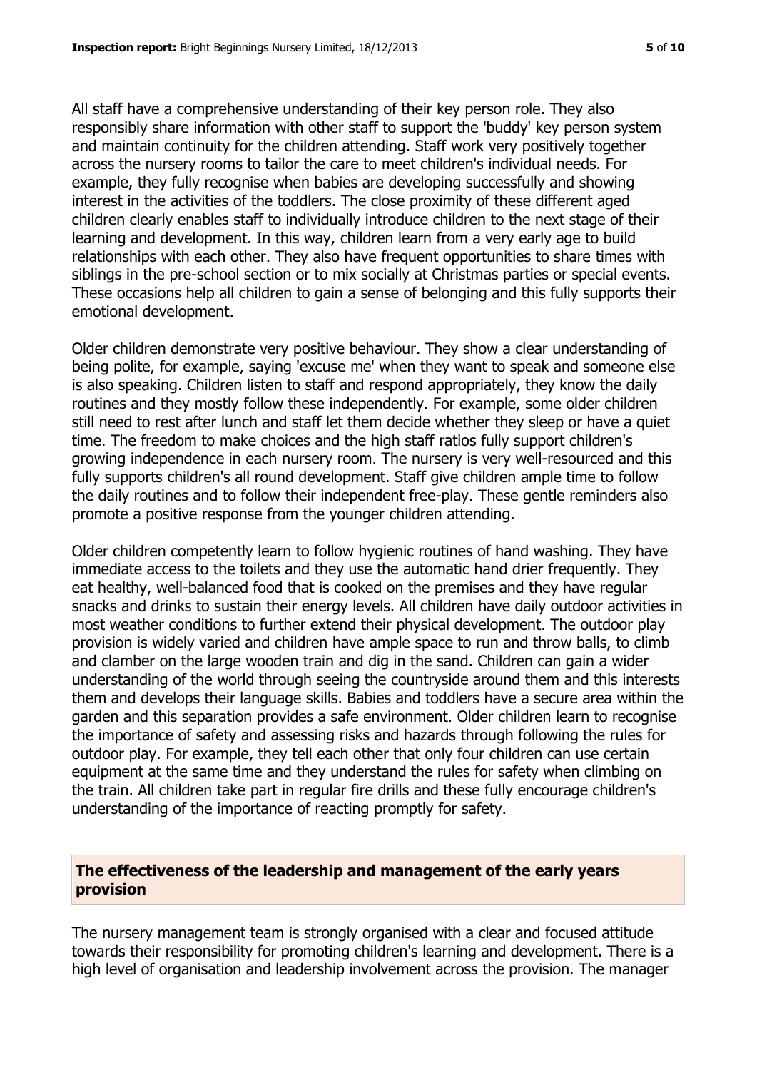All staff have a comprehensive understanding of their key person role. They also responsibly share information with other staff to support the 'buddy' key person system and maintain continuity for the children attending. Staff work very positively together across the nursery rooms to tailor the care to meet children's individual needs. For example, they fully recognise when babies are developing successfully and showing interest in the activities of the toddlers. The close proximity of these different aged children clearly enables staff to individually introduce children to the next stage of their learning and development. In this way, children learn from a very early age to build relationships with each other. They also have frequent opportunities to share times with siblings in the pre-school section or to mix socially at Christmas parties or special events. These occasions help all children to gain a sense of belonging and this fully supports their emotional development.

Older children demonstrate very positive behaviour. They show a clear understanding of being polite, for example, saying 'excuse me' when they want to speak and someone else is also speaking. Children listen to staff and respond appropriately, they know the daily routines and they mostly follow these independently. For example, some older children still need to rest after lunch and staff let them decide whether they sleep or have a quiet time. The freedom to make choices and the high staff ratios fully support children's growing independence in each nursery room. The nursery is very well-resourced and this fully supports children's all round development. Staff give children ample time to follow the daily routines and to follow their independent free-play. These gentle reminders also promote a positive response from the younger children attending.

Older children competently learn to follow hygienic routines of hand washing. They have immediate access to the toilets and they use the automatic hand drier frequently. They eat healthy, well-balanced food that is cooked on the premises and they have regular snacks and drinks to sustain their energy levels. All children have daily outdoor activities in most weather conditions to further extend their physical development. The outdoor play provision is widely varied and children have ample space to run and throw balls, to climb and clamber on the large wooden train and dig in the sand. Children can gain a wider understanding of the world through seeing the countryside around them and this interests them and develops their language skills. Babies and toddlers have a secure area within the garden and this separation provides a safe environment. Older children learn to recognise the importance of safety and assessing risks and hazards through following the rules for outdoor play. For example, they tell each other that only four children can use certain equipment at the same time and they understand the rules for safety when climbing on the train. All children take part in regular fire drills and these fully encourage children's understanding of the importance of reacting promptly for safety.

## The effectiveness of the leadership and management of the early years provision

The nursery management team is strongly organised with a clear and focused attitude towards their responsibility for promoting children's learning and development. There is a high level of organisation and leadership involvement across the provision. The manager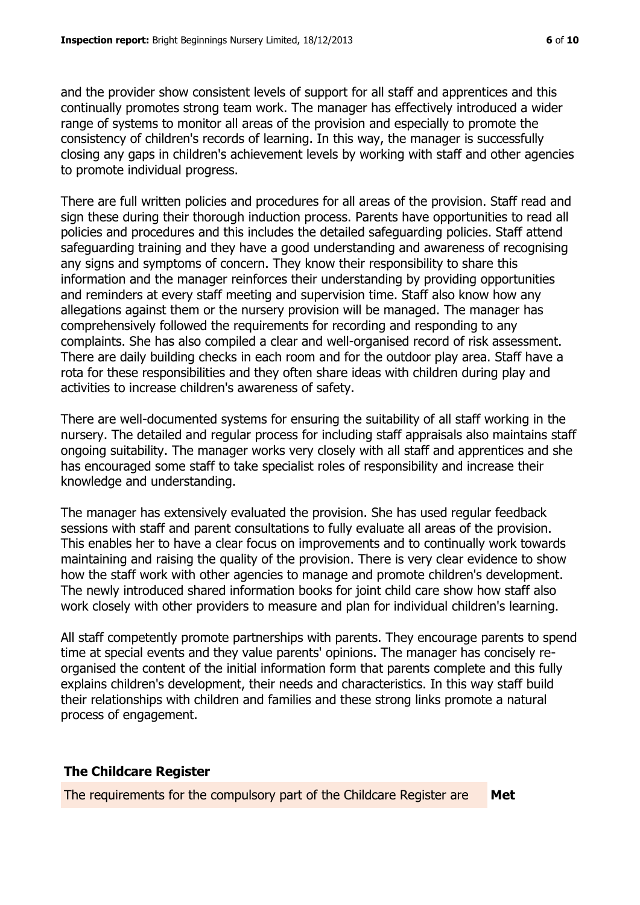and the provider show consistent levels of support for all staff and apprentices and this continually promotes strong team work. The manager has effectively introduced a wider range of systems to monitor all areas of the provision and especially to promote the consistency of children's records of learning. In this way, the manager is successfully closing any gaps in children's achievement levels by working with staff and other agencies to promote individual progress.

There are full written policies and procedures for all areas of the provision. Staff read and sign these during their thorough induction process. Parents have opportunities to read all policies and procedures and this includes the detailed safeguarding policies. Staff attend safeguarding training and they have a good understanding and awareness of recognising any signs and symptoms of concern. They know their responsibility to share this information and the manager reinforces their understanding by providing opportunities and reminders at every staff meeting and supervision time. Staff also know how any allegations against them or the nursery provision will be managed. The manager has comprehensively followed the requirements for recording and responding to any complaints. She has also compiled a clear and well-organised record of risk assessment. There are daily building checks in each room and for the outdoor play area. Staff have a rota for these responsibilities and they often share ideas with children during play and activities to increase children's awareness of safety.

There are well-documented systems for ensuring the suitability of all staff working in the nursery. The detailed and regular process for including staff appraisals also maintains staff ongoing suitability. The manager works very closely with all staff and apprentices and she has encouraged some staff to take specialist roles of responsibility and increase their knowledge and understanding.

The manager has extensively evaluated the provision. She has used regular feedback sessions with staff and parent consultations to fully evaluate all areas of the provision. This enables her to have a clear focus on improvements and to continually work towards maintaining and raising the quality of the provision. There is very clear evidence to show how the staff work with other agencies to manage and promote children's development. The newly introduced shared information books for joint child care show how staff also work closely with other providers to measure and plan for individual children's learning.

All staff competently promote partnerships with parents. They encourage parents to spend time at special events and they value parents' opinions. The manager has concisely re-organised the content of the initial information form that parents complete and this fully explains children's development, their needs and characteristics. In this way staff build their relationships with children and families and these strong links promote a natural process of engagement.

## The Childcare Register

| The requirements for the compulsory part of the Childcare Register are | **Met** |
|---|---|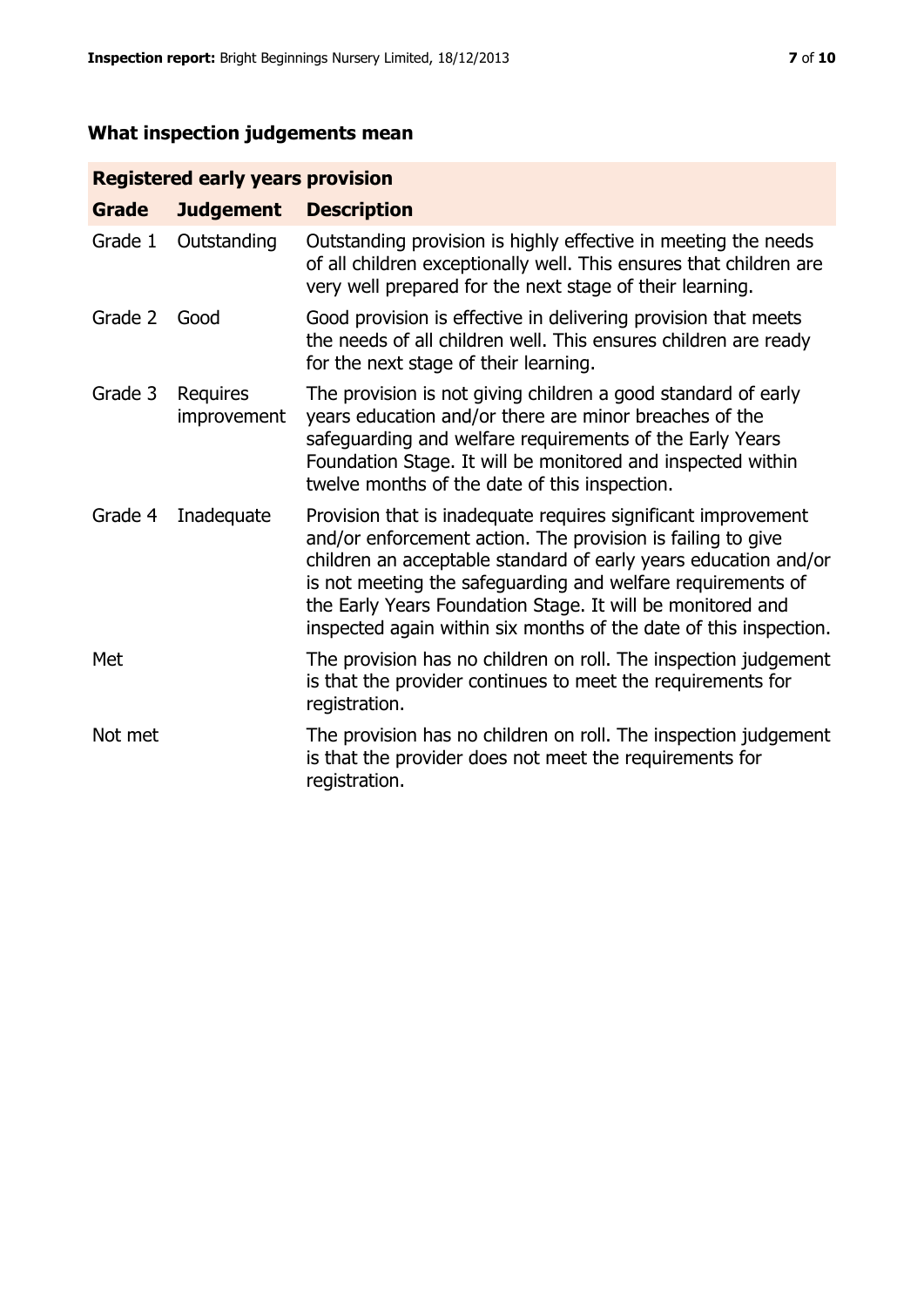## What inspection judgements mean

| Registered early years provision | | |
|---|---|---|
| **Grade** | **Judgement** | **Description** |
| Grade 1 | Outstanding | Outstanding provision is highly effective in meeting the needs of all children exceptionally well. This ensures that children are very well prepared for the next stage of their learning. |
| Grade 2 | Good | Good provision is effective in delivering provision that meets the needs of all children well. This ensures children are ready for the next stage of their learning. |
| Grade 3 | Requires improvement | The provision is not giving children a good standard of early years education and/or there are minor breaches of the safeguarding and welfare requirements of the Early Years Foundation Stage. It will be monitored and inspected within twelve months of the date of this inspection. |
| Grade 4 | Inadequate | Provision that is inadequate requires significant improvement and/or enforcement action. The provision is failing to give children an acceptable standard of early years education and/or is not meeting the safeguarding and welfare requirements of the Early Years Foundation Stage. It will be monitored and inspected again within six months of the date of this inspection. |
| Met | | The provision has no children on roll. The inspection judgement is that the provider continues to meet the requirements for registration. |
| Not met | | The provision has no children on roll. The inspection judgement is that the provider does not meet the requirements for registration. |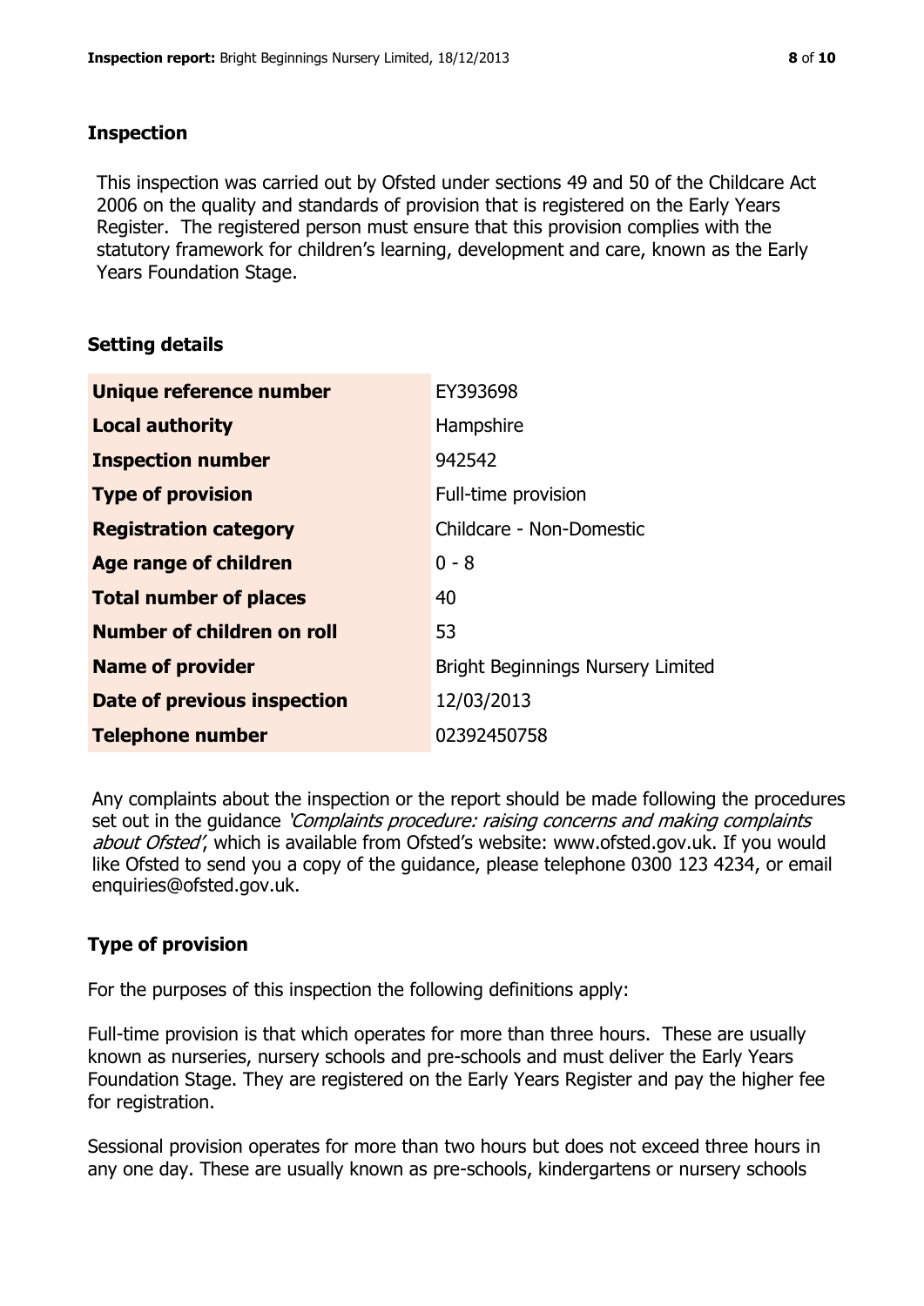## Inspection

This inspection was carried out by Ofsted under sections 49 and 50 of the Childcare Act 2006 on the quality and standards of provision that is registered on the Early Years Register. The registered person must ensure that this provision complies with the statutory framework for children's learning, development and care, known as the Early Years Foundation Stage.

## Setting details

| | |
|---|---|
| **Unique reference number** | EY393698 |
| **Local authority** | Hampshire |
| **Inspection number** | 942542 |
| **Type of provision** | Full-time provision |
| **Registration category** | Childcare - Non-Domestic |
| **Age range of children** | 0 - 8 |
| **Total number of places** | 40 |
| **Number of children on roll** | 53 |
| **Name of provider** | Bright Beginnings Nursery Limited |
| **Date of previous inspection** | 12/03/2013 |
| **Telephone number** | 02392450758 |

Any complaints about the inspection or the report should be made following the procedures set out in the guidance *'Complaints procedure: raising concerns and making complaints about Ofsted'*, which is available from Ofsted's website: www.ofsted.gov.uk. If you would like Ofsted to send you a copy of the guidance, please telephone 0300 123 4234, or email enquiries@ofsted.gov.uk.

## Type of provision

For the purposes of this inspection the following definitions apply:

Full-time provision is that which operates for more than three hours. These are usually known as nurseries, nursery schools and pre-schools and must deliver the Early Years Foundation Stage. They are registered on the Early Years Register and pay the higher fee for registration.

Sessional provision operates for more than two hours but does not exceed three hours in any one day. These are usually known as pre-schools, kindergartens or nursery schools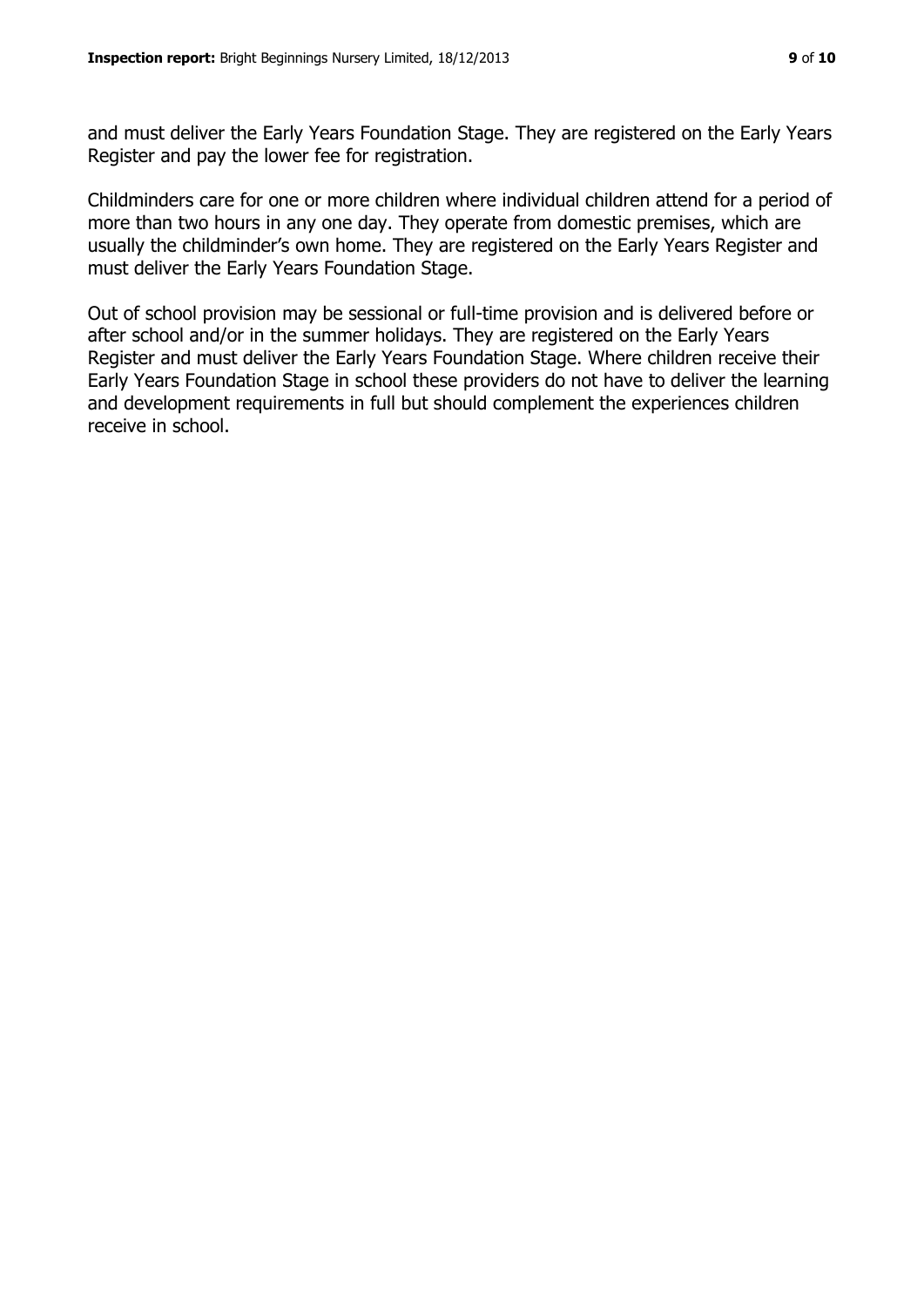and must deliver the Early Years Foundation Stage. They are registered on the Early Years Register and pay the lower fee for registration.

Childminders care for one or more children where individual children attend for a period of more than two hours in any one day. They operate from domestic premises, which are usually the childminder's own home. They are registered on the Early Years Register and must deliver the Early Years Foundation Stage.

Out of school provision may be sessional or full-time provision and is delivered before or after school and/or in the summer holidays. They are registered on the Early Years Register and must deliver the Early Years Foundation Stage. Where children receive their Early Years Foundation Stage in school these providers do not have to deliver the learning and development requirements in full but should complement the experiences children receive in school.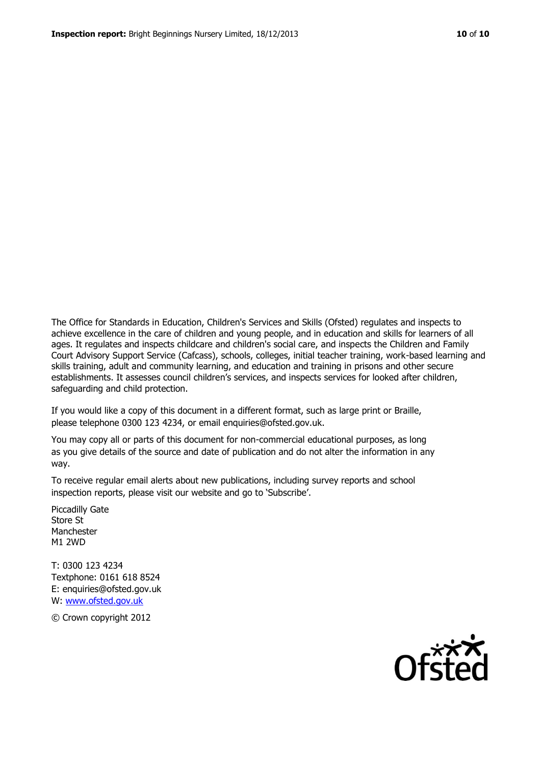The Office for Standards in Education, Children's Services and Skills (Ofsted) regulates and inspects to achieve excellence in the care of children and young people, and in education and skills for learners of all ages. It regulates and inspects childcare and children's social care, and inspects the Children and Family Court Advisory Support Service (Cafcass), schools, colleges, initial teacher training, work-based learning and skills training, adult and community learning, and education and training in prisons and other secure establishments. It assesses council children's services, and inspects services for looked after children, safeguarding and child protection.

If you would like a copy of this document in a different format, such as large print or Braille, please telephone 0300 123 4234, or email enquiries@ofsted.gov.uk.

You may copy all or parts of this document for non-commercial educational purposes, as long as you give details of the source and date of publication and do not alter the information in any way.

To receive regular email alerts about new publications, including survey reports and school inspection reports, please visit our website and go to 'Subscribe'.

Piccadilly Gate
Store St
Manchester
M1 2WD

T: 0300 123 4234
Textphone: 0161 618 8524
E: enquiries@ofsted.gov.uk
W: www.ofsted.gov.uk

© Crown copyright 2012

Ofsted